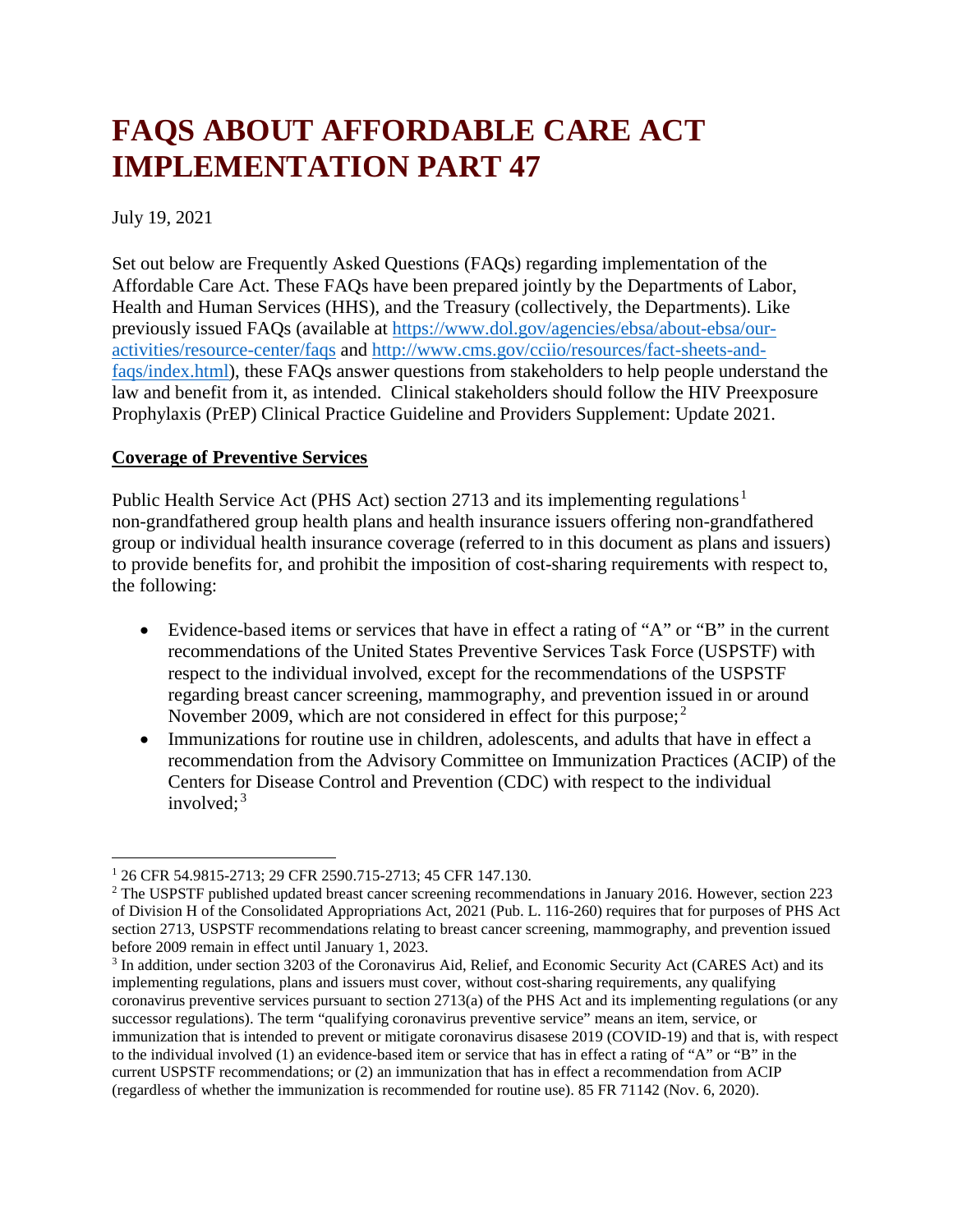# FAQS ABOUT AFFORDABLE CARE ACT IMPLEMENTATION PART 47

July 19, 2021

Set out below are Frequently Asked Questions (FAQs) regarding implementation of the Affordable Care Act. These FAQs have been prepared jointly by the Departments of Labor, Health and Human Services (HHS), and the Treasury (collectively, the Departments). Like previously issued FAQs (available at [https://www.dol.gov/agencies/ebsa/about-ebsa/our-activities/resource-center/faqs](https://www.dol.gov/agencies/ebsa/about-ebsa/our-activities/resource-center/faqs) and [http://www.cms.gov/cciio/resources/fact-sheets-and-faqs/index.html](http://www.cms.gov/cciio/resources/fact-sheets-and-faqs/index.html)), these FAQs answer questions from stakeholders to help people understand the law and benefit from it, as intended. Clinical stakeholders should follow the HIV Preexposure Prophylaxis (PrEP) Clinical Practice Guideline and Providers Supplement: Update 2021.

**Coverage of Preventive Services**

Public Health Service Act (PHS Act) section 2713 and its implementing regulations[1] non-grandfathered group health plans and health insurance issuers offering non-grandfathered group or individual health insurance coverage (referred to in this document as plans and issuers) to provide benefits for, and prohibit the imposition of cost-sharing requirements with respect to, the following:

- Evidence-based items or services that have in effect a rating of "A" or "B" in the current recommendations of the United States Preventive Services Task Force (USPSTF) with respect to the individual involved, except for the recommendations of the USPSTF regarding breast cancer screening, mammography, and prevention issued in or around November 2009, which are not considered in effect for this purpose;[2]
- Immunizations for routine use in children, adolescents, and adults that have in effect a recommendation from the Advisory Committee on Immunization Practices (ACIP) of the Centers for Disease Control and Prevention (CDC) with respect to the individual involved;[3]

---

[1] 26 CFR 54.9815-2713; 29 CFR 2590.715-2713; 45 CFR 147.130.

[2] The USPSTF published updated breast cancer screening recommendations in January 2016. However, section 223 of Division H of the Consolidated Appropriations Act, 2021 (Pub. L. 116-260) requires that for purposes of PHS Act section 2713, USPSTF recommendations relating to breast cancer screening, mammography, and prevention issued before 2009 remain in effect until January 1, 2023.

[3] In addition, under section 3203 of the Coronavirus Aid, Relief, and Economic Security Act (CARES Act) and its implementing regulations, plans and issuers must cover, without cost-sharing requirements, any qualifying coronavirus preventive services pursuant to section 2713(a) of the PHS Act and its implementing regulations (or any successor regulations). The term "qualifying coronavirus preventive service" means an item, service, or immunization that is intended to prevent or mitigate coronavirus disasese 2019 (COVID-19) and that is, with respect to the individual involved (1) an evidence-based item or service that has in effect a rating of "A" or "B" in the current USPSTF recommendations; or (2) an immunization that has in effect a recommendation from ACIP (regardless of whether the immunization is recommended for routine use). 85 FR 71142 (Nov. 6, 2020).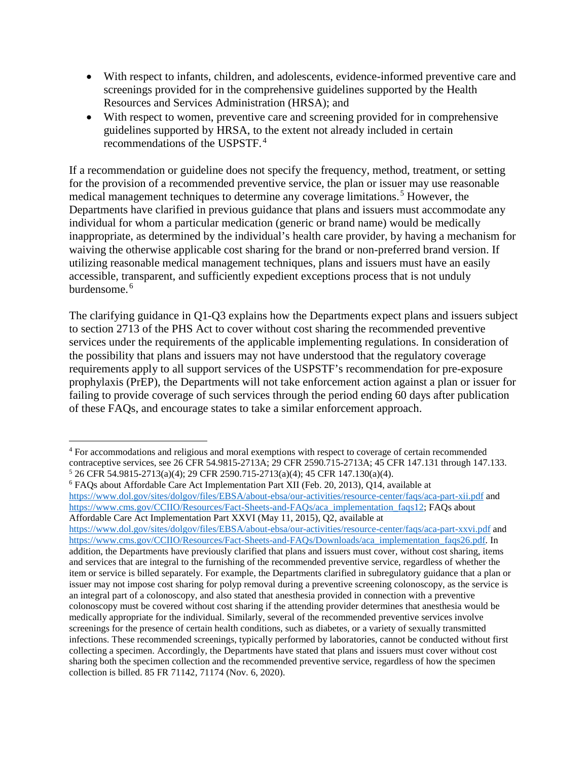- With respect to infants, children, and adolescents, evidence-informed preventive care and screenings provided for in the comprehensive guidelines supported by the Health Resources and Services Administration (HRSA); and
- With respect to women, preventive care and screening provided for in comprehensive guidelines supported by HRSA, to the extent not already included in certain recommendations of the USPSTF.[4]

If a recommendation or guideline does not specify the frequency, method, treatment, or setting for the provision of a recommended preventive service, the plan or issuer may use reasonable medical management techniques to determine any coverage limitations.[5] However, the Departments have clarified in previous guidance that plans and issuers must accommodate any individual for whom a particular medication (generic or brand name) would be medically inappropriate, as determined by the individual's health care provider, by having a mechanism for waiving the otherwise applicable cost sharing for the brand or non-preferred brand version. If utilizing reasonable medical management techniques, plans and issuers must have an easily accessible, transparent, and sufficiently expedient exceptions process that is not unduly burdensome.[6]

The clarifying guidance in Q1-Q3 explains how the Departments expect plans and issuers subject to section 2713 of the PHS Act to cover without cost sharing the recommended preventive services under the requirements of the applicable implementing regulations. In consideration of the possibility that plans and issuers may not have understood that the regulatory coverage requirements apply to all support services of the USPSTF's recommendation for pre-exposure prophylaxis (PrEP), the Departments will not take enforcement action against a plan or issuer for failing to provide coverage of such services through the period ending 60 days after publication of these FAQs, and encourage states to take a similar enforcement approach.

---

[4] For accommodations and religious and moral exemptions with respect to coverage of certain recommended contraceptive services, see 26 CFR 54.9815-2713A; 29 CFR 2590.715-2713A; 45 CFR 147.131 through 147.133.

[5] 26 CFR 54.9815-2713(a)(4); 29 CFR 2590.715-2713(a)(4); 45 CFR 147.130(a)(4).

[6] FAQs about Affordable Care Act Implementation Part XII (Feb. 20, 2013), Q14, available at https://www.dol.gov/sites/dolgov/files/EBSA/about-ebsa/our-activities/resource-center/faqs/aca-part-xii.pdf and https://www.cms.gov/CCIIO/Resources/Fact-Sheets-and-FAQs/aca_implementation_faqs12; FAQs about Affordable Care Act Implementation Part XXVI (May 11, 2015), Q2, available at https://www.dol.gov/sites/dolgov/files/EBSA/about-ebsa/our-activities/resource-center/faqs/aca-part-xxvi.pdf and https://www.cms.gov/CCIIO/Resources/Fact-Sheets-and-FAQs/Downloads/aca_implementation_faqs26.pdf. In addition, the Departments have previously clarified that plans and issuers must cover, without cost sharing, items and services that are integral to the furnishing of the recommended preventive service, regardless of whether the item or service is billed separately. For example, the Departments clarified in subregulatory guidance that a plan or issuer may not impose cost sharing for polyp removal during a preventive screening colonoscopy, as the service is an integral part of a colonoscopy, and also stated that anesthesia provided in connection with a preventive colonoscopy must be covered without cost sharing if the attending provider determines that anesthesia would be medically appropriate for the individual. Similarly, several of the recommended preventive services involve screenings for the presence of certain health conditions, such as diabetes, or a variety of sexually transmitted infections. These recommended screenings, typically performed by laboratories, cannot be conducted without first collecting a specimen. Accordingly, the Departments have stated that plans and issuers must cover without cost sharing both the specimen collection and the recommended preventive service, regardless of how the specimen collection is billed. 85 FR 71142, 71174 (Nov. 6, 2020).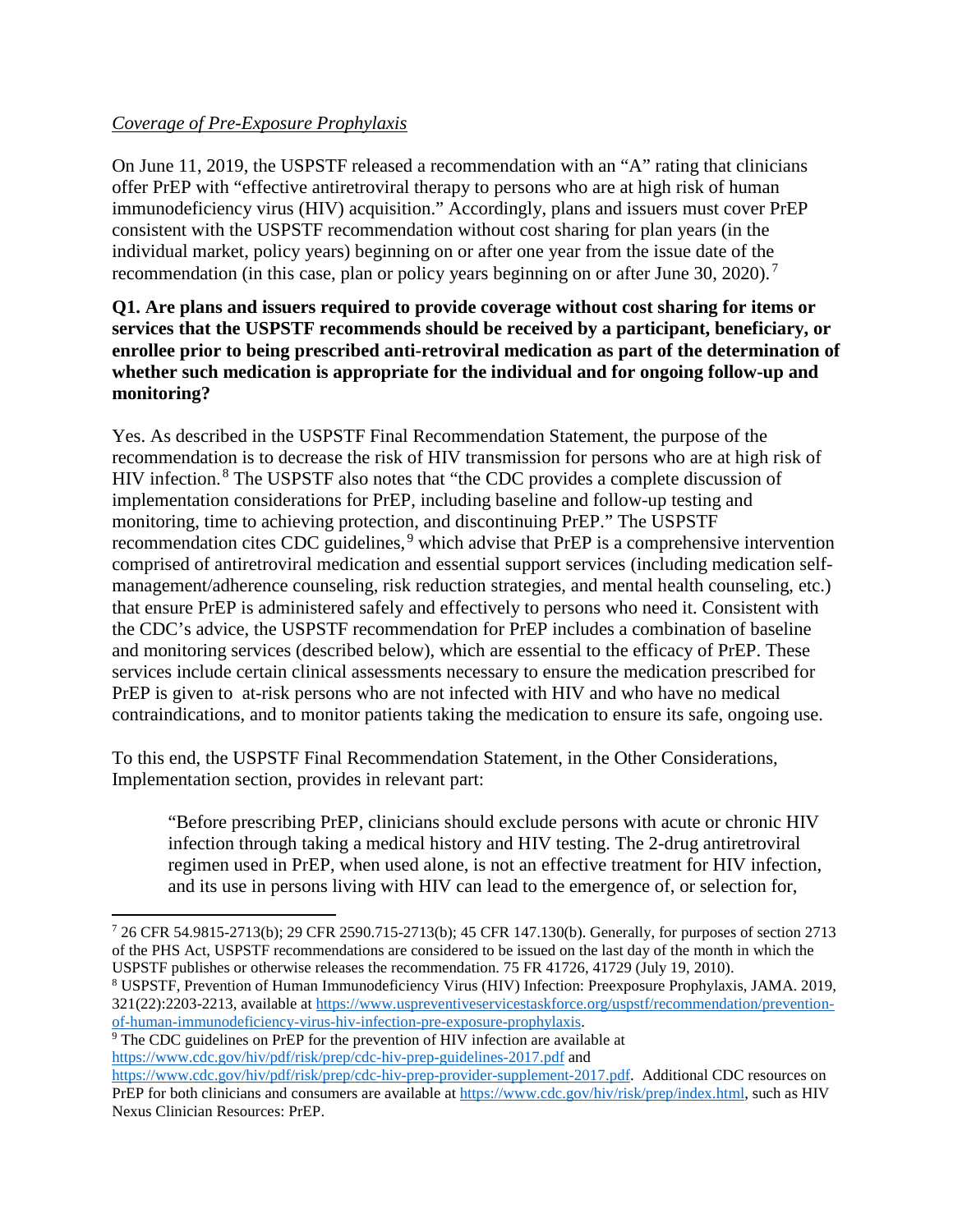*Coverage of Pre-Exposure Prophylaxis*

On June 11, 2019, the USPSTF released a recommendation with an "A" rating that clinicians offer PrEP with "effective antiretroviral therapy to persons who are at high risk of human immunodeficiency virus (HIV) acquisition." Accordingly, plans and issuers must cover PrEP consistent with the USPSTF recommendation without cost sharing for plan years (in the individual market, policy years) beginning on or after one year from the issue date of the recommendation (in this case, plan or policy years beginning on or after June 30, 2020).[7]

**Q1. Are plans and issuers required to provide coverage without cost sharing for items or services that the USPSTF recommends should be received by a participant, beneficiary, or enrollee prior to being prescribed anti-retroviral medication as part of the determination of whether such medication is appropriate for the individual and for ongoing follow-up and monitoring?**

Yes. As described in the USPSTF Final Recommendation Statement, the purpose of the recommendation is to decrease the risk of HIV transmission for persons who are at high risk of HIV infection.[8] The USPSTF also notes that "the CDC provides a complete discussion of implementation considerations for PrEP, including baseline and follow-up testing and monitoring, time to achieving protection, and discontinuing PrEP." The USPSTF recommendation cites CDC guidelines,[9] which advise that PrEP is a comprehensive intervention comprised of antiretroviral medication and essential support services (including medication self-management/adherence counseling, risk reduction strategies, and mental health counseling, etc.) that ensure PrEP is administered safely and effectively to persons who need it. Consistent with the CDC's advice, the USPSTF recommendation for PrEP includes a combination of baseline and monitoring services (described below), which are essential to the efficacy of PrEP. These services include certain clinical assessments necessary to ensure the medication prescribed for PrEP is given to at-risk persons who are not infected with HIV and who have no medical contraindications, and to monitor patients taking the medication to ensure its safe, ongoing use.

To this end, the USPSTF Final Recommendation Statement, in the Other Considerations, Implementation section, provides in relevant part:

> "Before prescribing PrEP, clinicians should exclude persons with acute or chronic HIV infection through taking a medical history and HIV testing. The 2-drug antiretroviral regimen used in PrEP, when used alone, is not an effective treatment for HIV infection, and its use in persons living with HIV can lead to the emergence of, or selection for,

---

[7] 26 CFR 54.9815-2713(b); 29 CFR 2590.715-2713(b); 45 CFR 147.130(b). Generally, for purposes of section 2713 of the PHS Act, USPSTF recommendations are considered to be issued on the last day of the month in which the USPSTF publishes or otherwise releases the recommendation. 75 FR 41726, 41729 (July 19, 2010).

[8] USPSTF, Prevention of Human Immunodeficiency Virus (HIV) Infection: Preexposure Prophylaxis, JAMA. 2019, 321(22):2203-2213, available at https://www.uspreventiveservicestaskforce.org/uspstf/recommendation/prevention-of-human-immunodeficiency-virus-hiv-infection-pre-exposure-prophylaxis.

[9] The CDC guidelines on PrEP for the prevention of HIV infection are available at https://www.cdc.gov/hiv/pdf/risk/prep/cdc-hiv-prep-guidelines-2017.pdf and https://www.cdc.gov/hiv/pdf/risk/prep/cdc-hiv-prep-provider-supplement-2017.pdf. Additional CDC resources on PrEP for both clinicians and consumers are available at https://www.cdc.gov/hiv/risk/prep/index.html, such as HIV Nexus Clinician Resources: PrEP.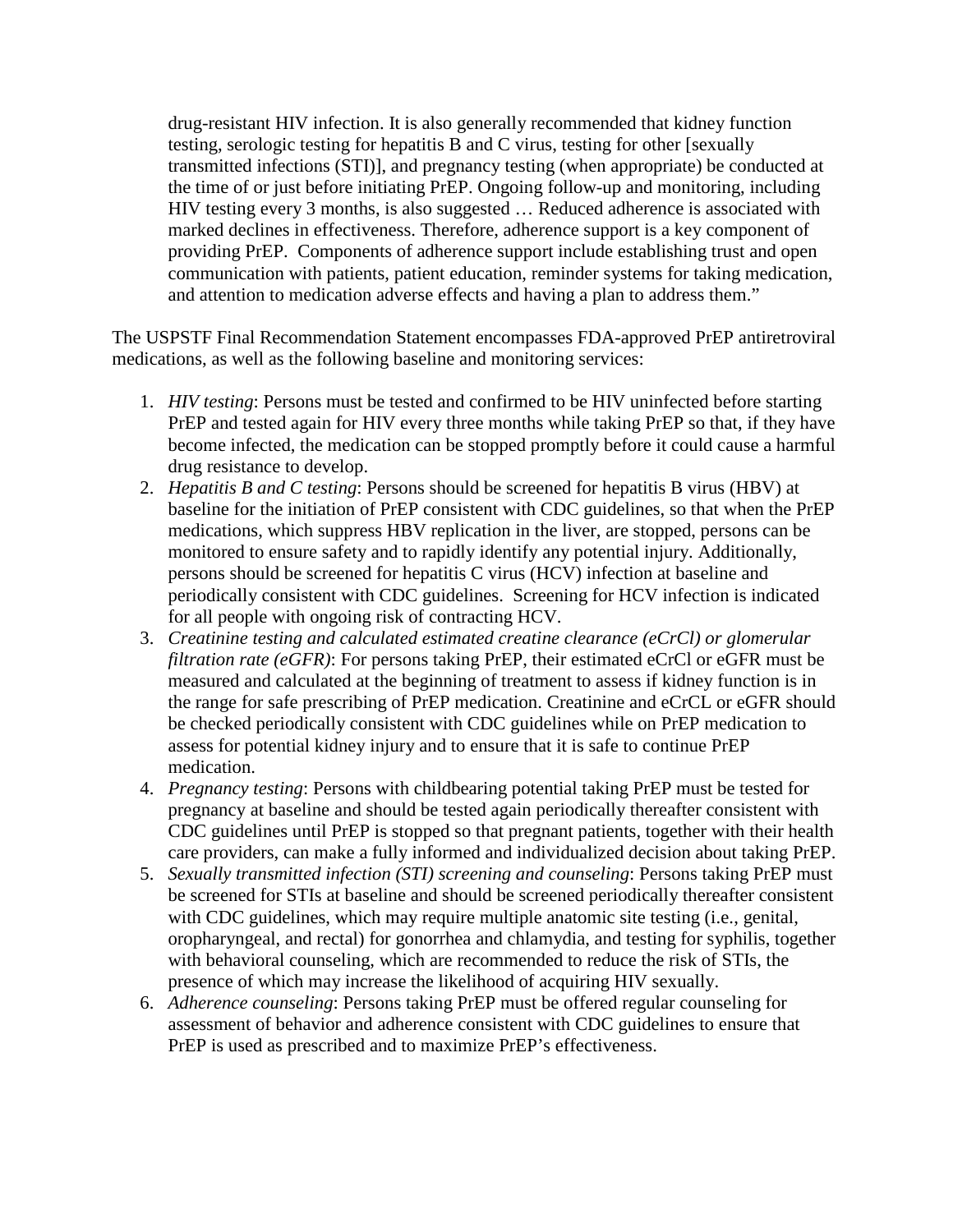> drug-resistant HIV infection. It is also generally recommended that kidney function testing, serologic testing for hepatitis B and C virus, testing for other [sexually transmitted infections (STI)], and pregnancy testing (when appropriate) be conducted at the time of or just before initiating PrEP. Ongoing follow-up and monitoring, including HIV testing every 3 months, is also suggested … Reduced adherence is associated with marked declines in effectiveness. Therefore, adherence support is a key component of providing PrEP. Components of adherence support include establishing trust and open communication with patients, patient education, reminder systems for taking medication, and attention to medication adverse effects and having a plan to address them."

The USPSTF Final Recommendation Statement encompasses FDA-approved PrEP antiretroviral medications, as well as the following baseline and monitoring services:

1. *HIV testing*: Persons must be tested and confirmed to be HIV uninfected before starting PrEP and tested again for HIV every three months while taking PrEP so that, if they have become infected, the medication can be stopped promptly before it could cause a harmful drug resistance to develop.
2. *Hepatitis B and C testing*: Persons should be screened for hepatitis B virus (HBV) at baseline for the initiation of PrEP consistent with CDC guidelines, so that when the PrEP medications, which suppress HBV replication in the liver, are stopped, persons can be monitored to ensure safety and to rapidly identify any potential injury. Additionally, persons should be screened for hepatitis C virus (HCV) infection at baseline and periodically consistent with CDC guidelines. Screening for HCV infection is indicated for all people with ongoing risk of contracting HCV.
3. *Creatinine testing and calculated estimated creatine clearance (eCrCl) or glomerular filtration rate (eGFR)*: For persons taking PrEP, their estimated eCrCl or eGFR must be measured and calculated at the beginning of treatment to assess if kidney function is in the range for safe prescribing of PrEP medication. Creatinine and eCrCL or eGFR should be checked periodically consistent with CDC guidelines while on PrEP medication to assess for potential kidney injury and to ensure that it is safe to continue PrEP medication.
4. *Pregnancy testing*: Persons with childbearing potential taking PrEP must be tested for pregnancy at baseline and should be tested again periodically thereafter consistent with CDC guidelines until PrEP is stopped so that pregnant patients, together with their health care providers, can make a fully informed and individualized decision about taking PrEP.
5. *Sexually transmitted infection (STI) screening and counseling*: Persons taking PrEP must be screened for STIs at baseline and should be screened periodically thereafter consistent with CDC guidelines, which may require multiple anatomic site testing (i.e., genital, oropharyngeal, and rectal) for gonorrhea and chlamydia, and testing for syphilis, together with behavioral counseling, which are recommended to reduce the risk of STIs, the presence of which may increase the likelihood of acquiring HIV sexually.
6. *Adherence counseling*: Persons taking PrEP must be offered regular counseling for assessment of behavior and adherence consistent with CDC guidelines to ensure that PrEP is used as prescribed and to maximize PrEP's effectiveness.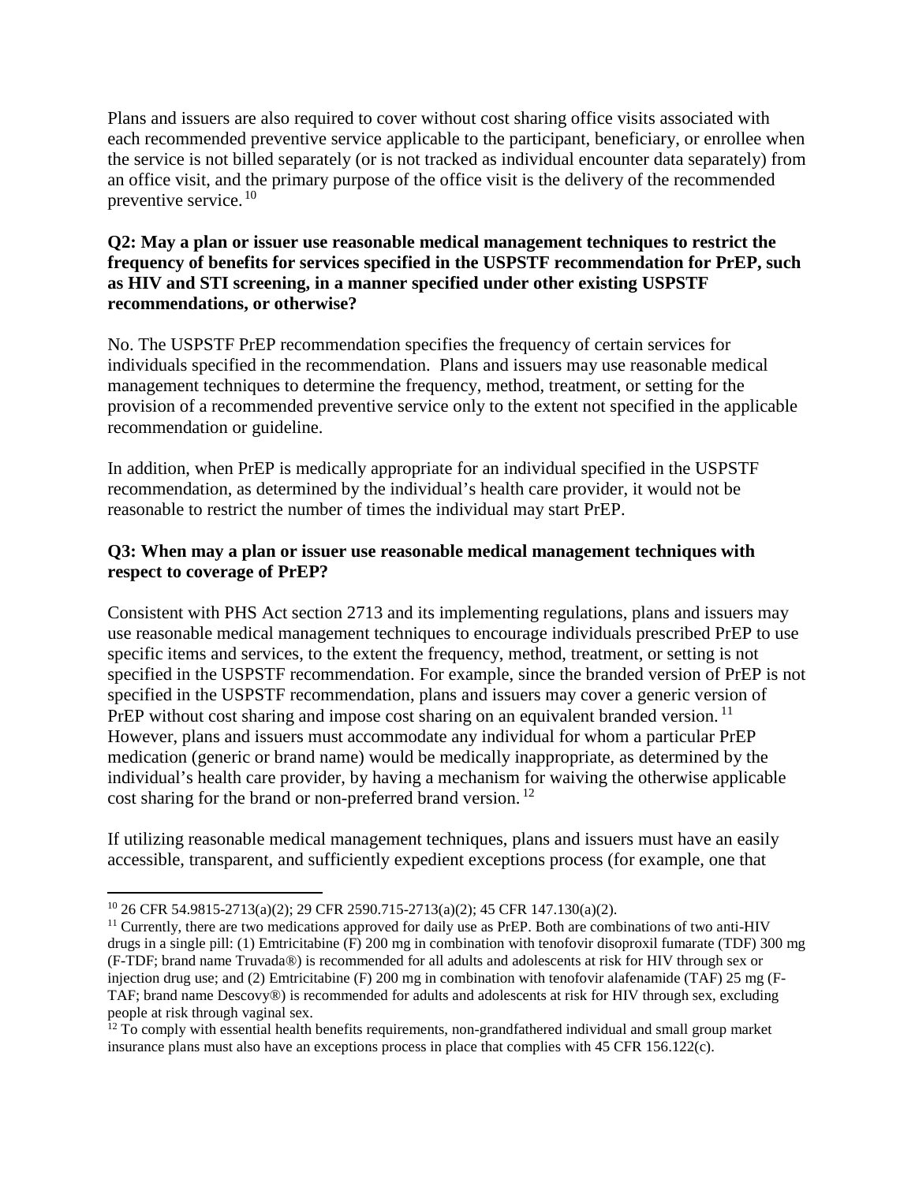Plans and issuers are also required to cover without cost sharing office visits associated with each recommended preventive service applicable to the participant, beneficiary, or enrollee when the service is not billed separately (or is not tracked as individual encounter data separately) from an office visit, and the primary purpose of the office visit is the delivery of the recommended preventive service.[10]

**Q2: May a plan or issuer use reasonable medical management techniques to restrict the frequency of benefits for services specified in the USPSTF recommendation for PrEP, such as HIV and STI screening, in a manner specified under other existing USPSTF recommendations, or otherwise?**

No. The USPSTF PrEP recommendation specifies the frequency of certain services for individuals specified in the recommendation. Plans and issuers may use reasonable medical management techniques to determine the frequency, method, treatment, or setting for the provision of a recommended preventive service only to the extent not specified in the applicable recommendation or guideline.

In addition, when PrEP is medically appropriate for an individual specified in the USPSTF recommendation, as determined by the individual's health care provider, it would not be reasonable to restrict the number of times the individual may start PrEP.

**Q3: When may a plan or issuer use reasonable medical management techniques with respect to coverage of PrEP?**

Consistent with PHS Act section 2713 and its implementing regulations, plans and issuers may use reasonable medical management techniques to encourage individuals prescribed PrEP to use specific items and services, to the extent the frequency, method, treatment, or setting is not specified in the USPSTF recommendation. For example, since the branded version of PrEP is not specified in the USPSTF recommendation, plans and issuers may cover a generic version of PrEP without cost sharing and impose cost sharing on an equivalent branded version.[11] However, plans and issuers must accommodate any individual for whom a particular PrEP medication (generic or brand name) would be medically inappropriate, as determined by the individual's health care provider, by having a mechanism for waiving the otherwise applicable cost sharing for the brand or non-preferred brand version.[12]

If utilizing reasonable medical management techniques, plans and issuers must have an easily accessible, transparent, and sufficiently expedient exceptions process (for example, one that

---

[10] 26 CFR 54.9815-2713(a)(2); 29 CFR 2590.715-2713(a)(2); 45 CFR 147.130(a)(2).

[11] Currently, there are two medications approved for daily use as PrEP. Both are combinations of two anti-HIV drugs in a single pill: (1) Emtricitabine (F) 200 mg in combination with tenofovir disoproxil fumarate (TDF) 300 mg (F-TDF; brand name Truvada®) is recommended for all adults and adolescents at risk for HIV through sex or injection drug use; and (2) Emtricitabine (F) 200 mg in combination with tenofovir alafenamide (TAF) 25 mg (F-TAF; brand name Descovy®) is recommended for adults and adolescents at risk for HIV through sex, excluding people at risk through vaginal sex.

[12] To comply with essential health benefits requirements, non-grandfathered individual and small group market insurance plans must also have an exceptions process in place that complies with 45 CFR 156.122(c).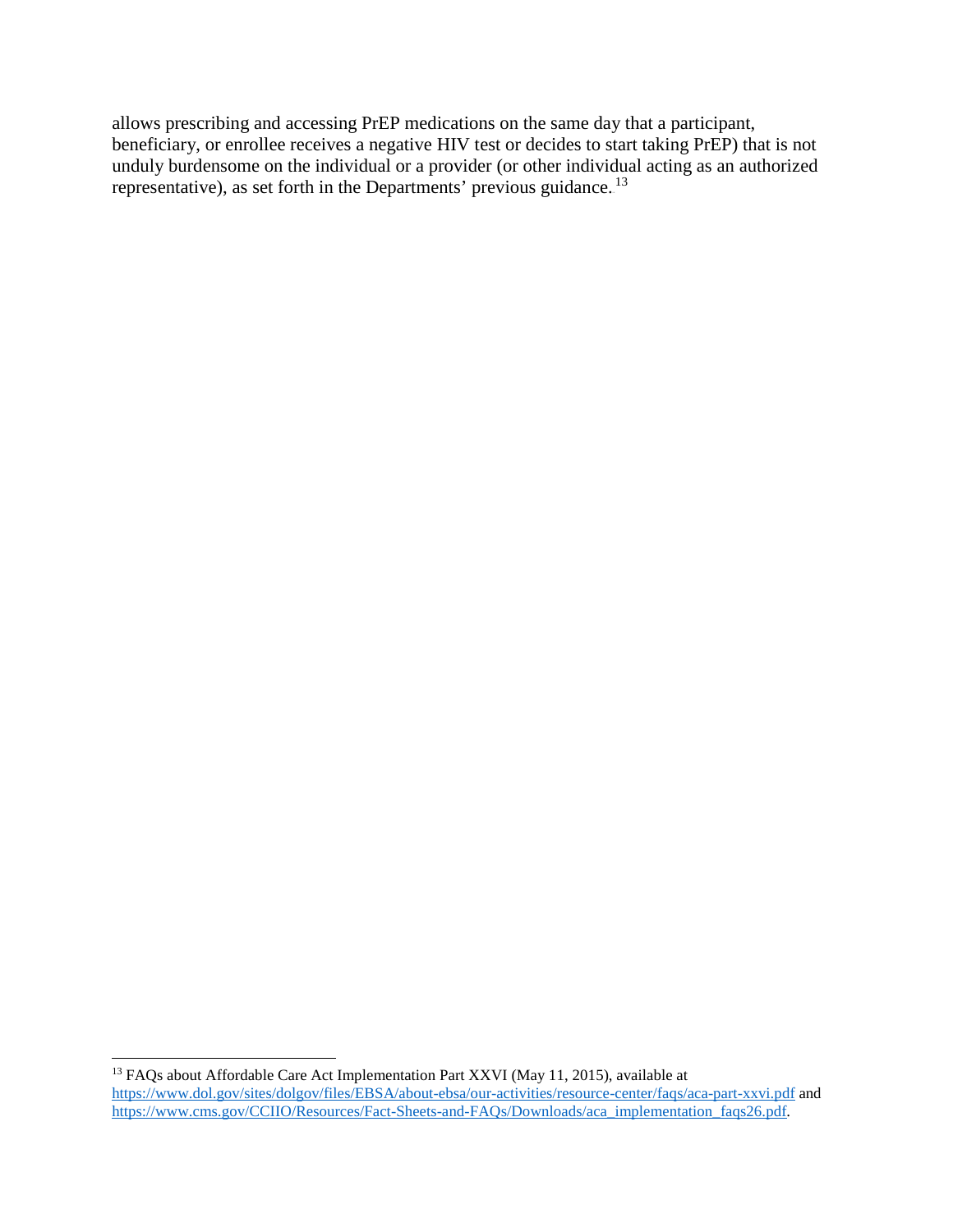allows prescribing and accessing PrEP medications on the same day that a participant, beneficiary, or enrollee receives a negative HIV test or decides to start taking PrEP) that is not unduly burdensome on the individual or a provider (or other individual acting as an authorized representative), as set forth in the Departments' previous guidance.[13]

[13] FAQs about Affordable Care Act Implementation Part XXVI (May 11, 2015), available at https://www.dol.gov/sites/dolgov/files/EBSA/about-ebsa/our-activities/resource-center/faqs/aca-part-xxvi.pdf and https://www.cms.gov/CCIIO/Resources/Fact-Sheets-and-FAQs/Downloads/aca_implementation_faqs26.pdf.